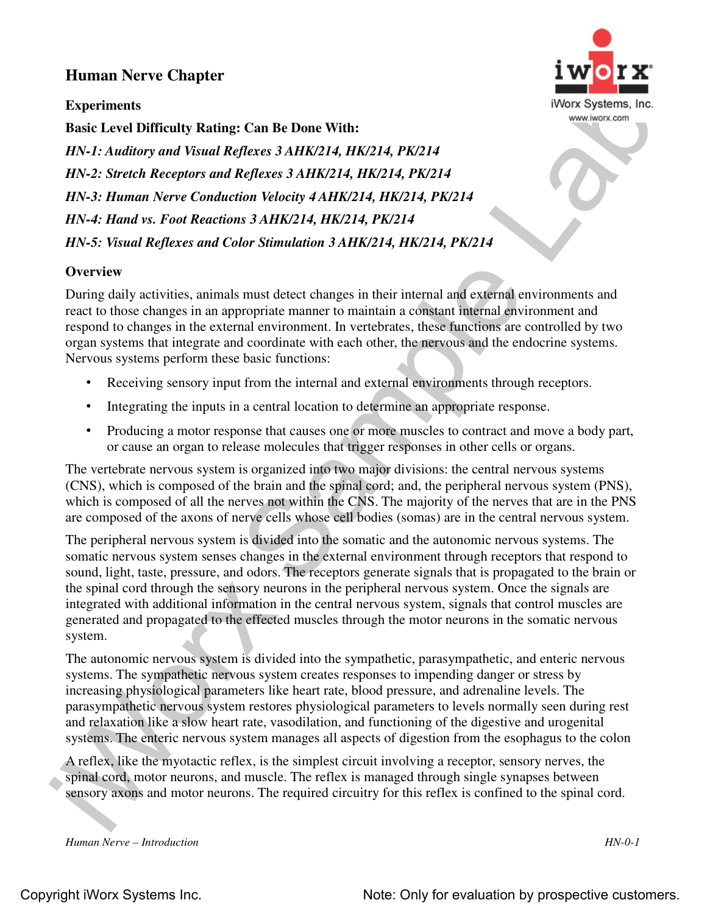# Human Nerve Chapter

**Experiments**

**Basic Level Difficulty Rating: Can Be Done With:**

***HN-1: Auditory and Visual Reflexes 3 AHK/214, HK/214, PK/214***

***HN-2: Stretch Receptors and Reflexes 3 AHK/214, HK/214, PK/214***

***HN-3: Human Nerve Conduction Velocity 4 AHK/214, HK/214, PK/214***

***HN-4: Hand vs. Foot Reactions 3 AHK/214, HK/214, PK/214***

***HN-5: Visual Reflexes and Color Stimulation 3 AHK/214, HK/214, PK/214***

## Overview

During daily activities, animals must detect changes in their internal and external environments and react to those changes in an appropriate manner to maintain a constant internal environment and respond to changes in the external environment. In vertebrates, these functions are controlled by two organ systems that integrate and coordinate with each other, the nervous and the endocrine systems. Nervous systems perform these basic functions:

- Receiving sensory input from the internal and external environments through receptors.
- Integrating the inputs in a central location to determine an appropriate response.
- Producing a motor response that causes one or more muscles to contract and move a body part, or cause an organ to release molecules that trigger responses in other cells or organs.

The vertebrate nervous system is organized into two major divisions: the central nervous systems (CNS), which is composed of the brain and the spinal cord; and, the peripheral nervous system (PNS), which is composed of all the nerves not within the CNS. The majority of the nerves that are in the PNS are composed of the axons of nerve cells whose cell bodies (somas) are in the central nervous system.

The peripheral nervous system is divided into the somatic and the autonomic nervous systems. The somatic nervous system senses changes in the external environment through receptors that respond to sound, light, taste, pressure, and odors. The receptors generate signals that is propagated to the brain or the spinal cord through the sensory neurons in the peripheral nervous system. Once the signals are integrated with additional information in the central nervous system, signals that control muscles are generated and propagated to the effected muscles through the motor neurons in the somatic nervous system.

The autonomic nervous system is divided into the sympathetic, parasympathetic, and enteric nervous systems. The sympathetic nervous system creates responses to impending danger or stress by increasing physiological parameters like heart rate, blood pressure, and adrenaline levels. The parasympathetic nervous system restores physiological parameters to levels normally seen during rest and relaxation like a slow heart rate, vasodilation, and functioning of the digestive and urogenital systems. The enteric nervous system manages all aspects of digestion from the esophagus to the colon

A reflex, like the myotactic reflex, is the simplest circuit involving a receptor, sensory nerves, the spinal cord, motor neurons, and muscle. The reflex is managed through single synapses between sensory axons and motor neurons. The required circuitry for this reflex is confined to the spinal cord.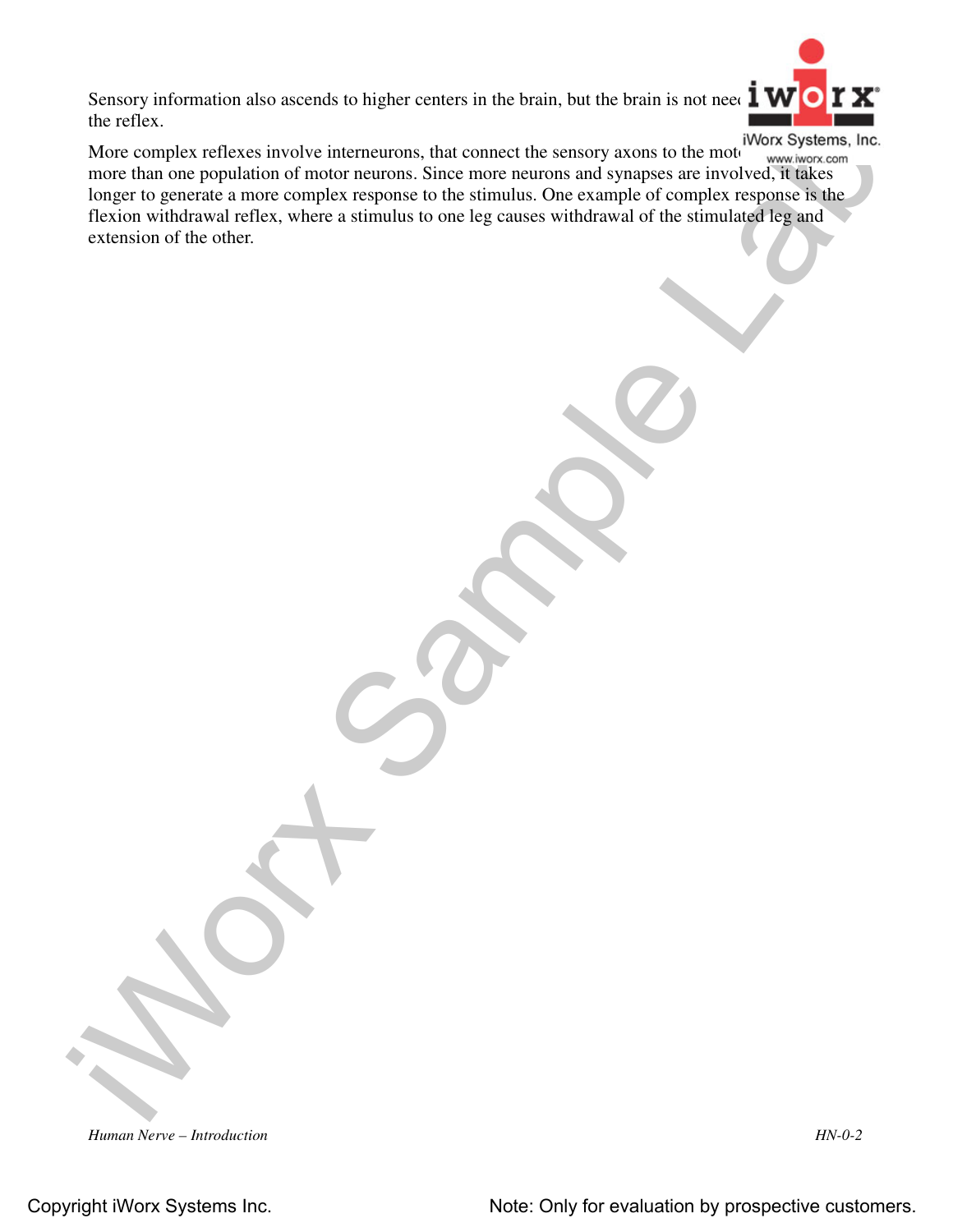Sensory information also ascends to higher centers in the brain, but the brain is not need the reflex.

More complex reflexes involve interneurons, that connect the sensory axons to the moto more than one population of motor neurons. Since more neurons and synapses are involved, it takes longer to generate a more complex response to the stimulus. One example of complex response is the flexion withdrawal reflex, where a stimulus to one leg causes withdrawal of the stimulated leg and extension of the other.